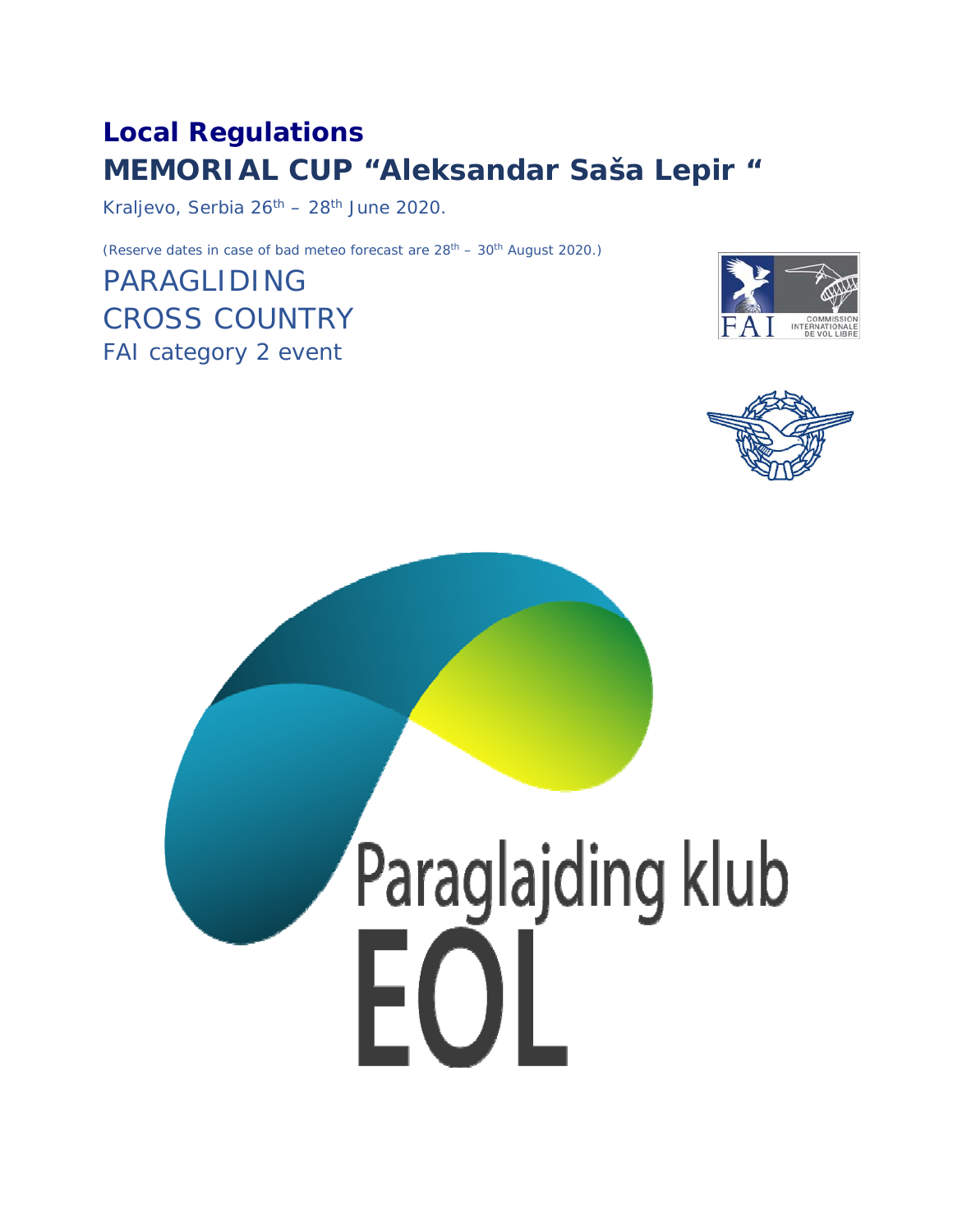# Local Regulations

# MEMORIAL CUP "Aleksandar Saša Lepir "

Kraljevo, Serbia 26th – 28th June 2020.

(Reserve dates in case of bad meteo forecast are 28th – 30th August 2020.)

## PARAGLIDING CROSS COUNTRY

FAI category 2 event

Paraglajding klub EOL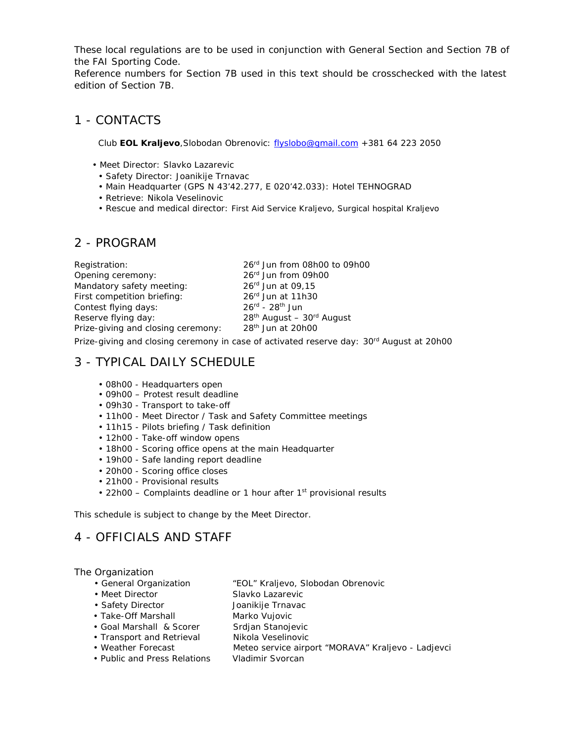These local regulations are to be used in conjunction with General Section and Section 7B of the FAI Sporting Code.
Reference numbers for Section 7B used in this text should be crosschecked with the latest edition of Section 7B.

## 1 - CONTACTS

Club **EOL Kraljevo**,Slobodan Obrenovic: flyslobo@gmail.com +381 64 223 2050

- Meet Director: Slavko Lazarevic
- Safety Director: Joanikije Trnavac
- Main Headquarter (GPS N 43'42.277, E 020'42.033): Hotel TEHNOGRAD
- Retrieve: Nikola Veselinovic
- Rescue and medical director: First Aid Service Kraljevo, Surgical hospital Kraljevo

## 2 - PROGRAM

| | |
|---|---|
| Registration: | 26rd Jun from 08h00 to 09h00 |
| Opening ceremony: | 26rd Jun from 09h00 |
| Mandatory safety meeting: | 26rd Jun at 09,15 |
| First competition briefing: | 26rd Jun at 11h30 |
| Contest flying days: | 26rd - 28th Jun |
| Reserve flying day: | 28th August – 30rd August |
| Prize-giving and closing ceremony: | 28th Jun at 20h00 |

Prize-giving and closing ceremony in case of activated reserve day: 30rd August at 20h00

## 3 - TYPICAL DAILY SCHEDULE

- 08h00 - Headquarters open
- 09h00 – Protest result deadline
- 09h30 - Transport to take-off
- 11h00 - Meet Director / Task and Safety Committee meetings
- 11h15 - Pilots briefing / Task definition
- 12h00 - Take-off window opens
- 18h00 - Scoring office opens at the main Headquarter
- 19h00 - Safe landing report deadline
- 20h00 - Scoring office closes
- 21h00 - Provisional results
- 22h00 – Complaints deadline or 1 hour after 1st provisional results

This schedule is subject to change by the Meet Director.

## 4 - OFFICIALS AND STAFF

The Organization

| | |
|---|---|
| General Organization | "EOL" Kraljevo, Slobodan Obrenovic |
| Meet Director | Slavko Lazarevic |
| Safety Director | Joanikije Trnavac |
| Take-Off Marshall | Marko Vujovic |
| Goal Marshall & Scorer | Srdjan Stanojevic |
| Transport and Retrieval | Nikola Veselinovic |
| Weather Forecast | Meteo service airport "MORAVA" Kraljevo - Ladjevci |
| Public and Press Relations | Vladimir Svorcan |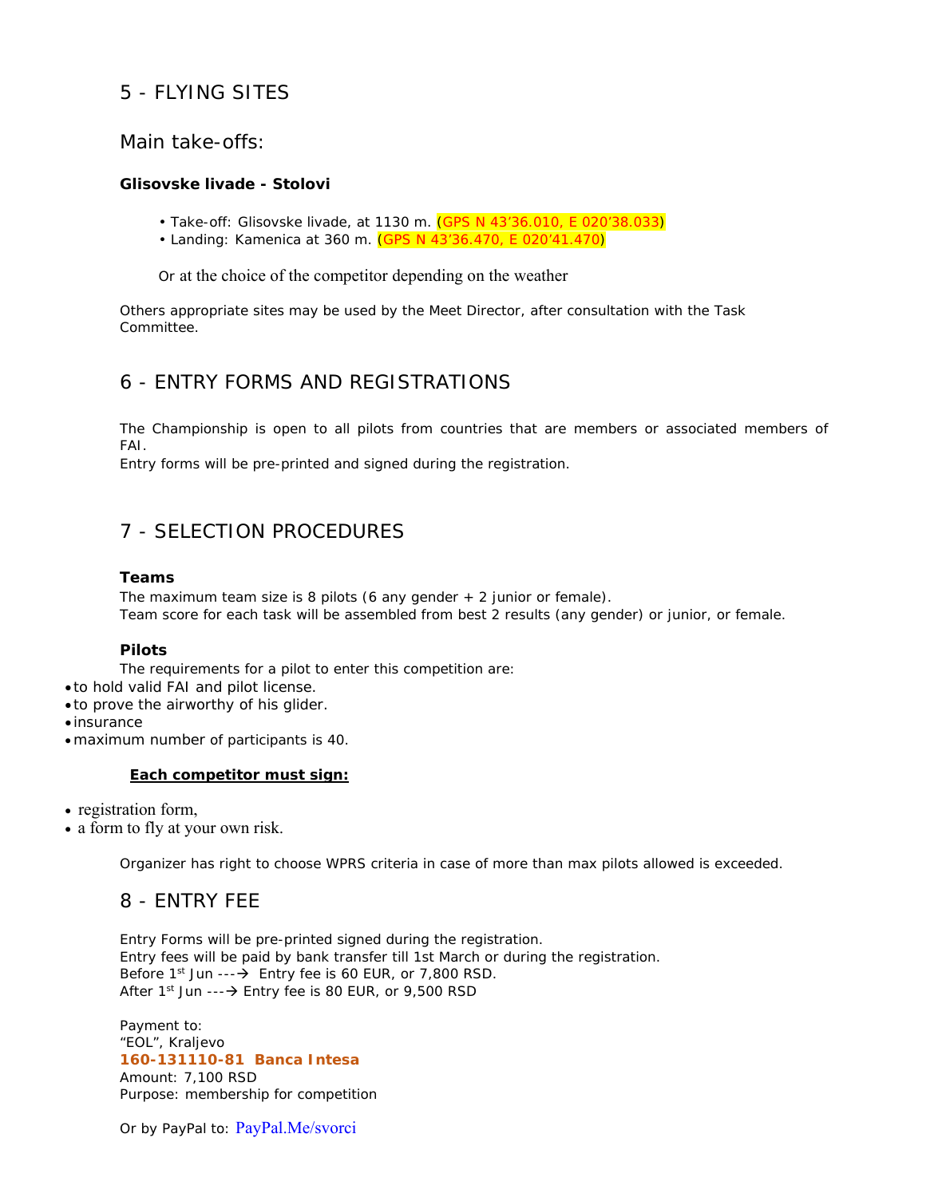## 5 - FLYING SITES

### Main take-offs:

**Glisovske livade - Stolovi**

- Take-off: Glisovske livade, at 1130 m. (GPS N 43’36.010, E 020’38.033)
- Landing: Kamenica at 360 m. (GPS N 43’36.470, E 020’41.470)

Or at the choice of the competitor depending on the weather

Others appropriate sites may be used by the Meet Director, after consultation with the Task Committee.

## 6 - ENTRY FORMS AND REGISTRATIONS

The Championship is open to all pilots from countries that are members or associated members of FAI.
Entry forms will be pre-printed and signed during the registration.

## 7 - SELECTION PROCEDURES

**Teams**

The maximum team size is 8 pilots (6 any gender + 2 junior or female).
Team score for each task will be assembled from best 2 results (any gender) or junior, or female.

**Pilots**

The requirements for a pilot to enter this competition are:

- to hold valid FAI and pilot license.
- to prove the airworthy of his glider.
- insurance
- maximum number of participants is 40.

**Each competitor must sign:**

- registration form,
- a form to fly at your own risk.

Organizer has right to choose WPRS criteria in case of more than max pilots allowed is exceeded.

## 8 - ENTRY FEE

Entry Forms will be pre-printed signed during the registration.
Entry fees will be paid by bank transfer till 1st March or during the registration.
Before 1st Jun ---→ Entry fee is 60 EUR, or 7,800 RSD.
After 1st Jun ---→ Entry fee is 80 EUR, or 9,500 RSD

Payment to:
“EOL”, Kraljevo
**160-131110-81 Banca Intesa**
Amount: 7,100 RSD
Purpose: membership for competition

Or by PayPal to: PayPal.Me/svorci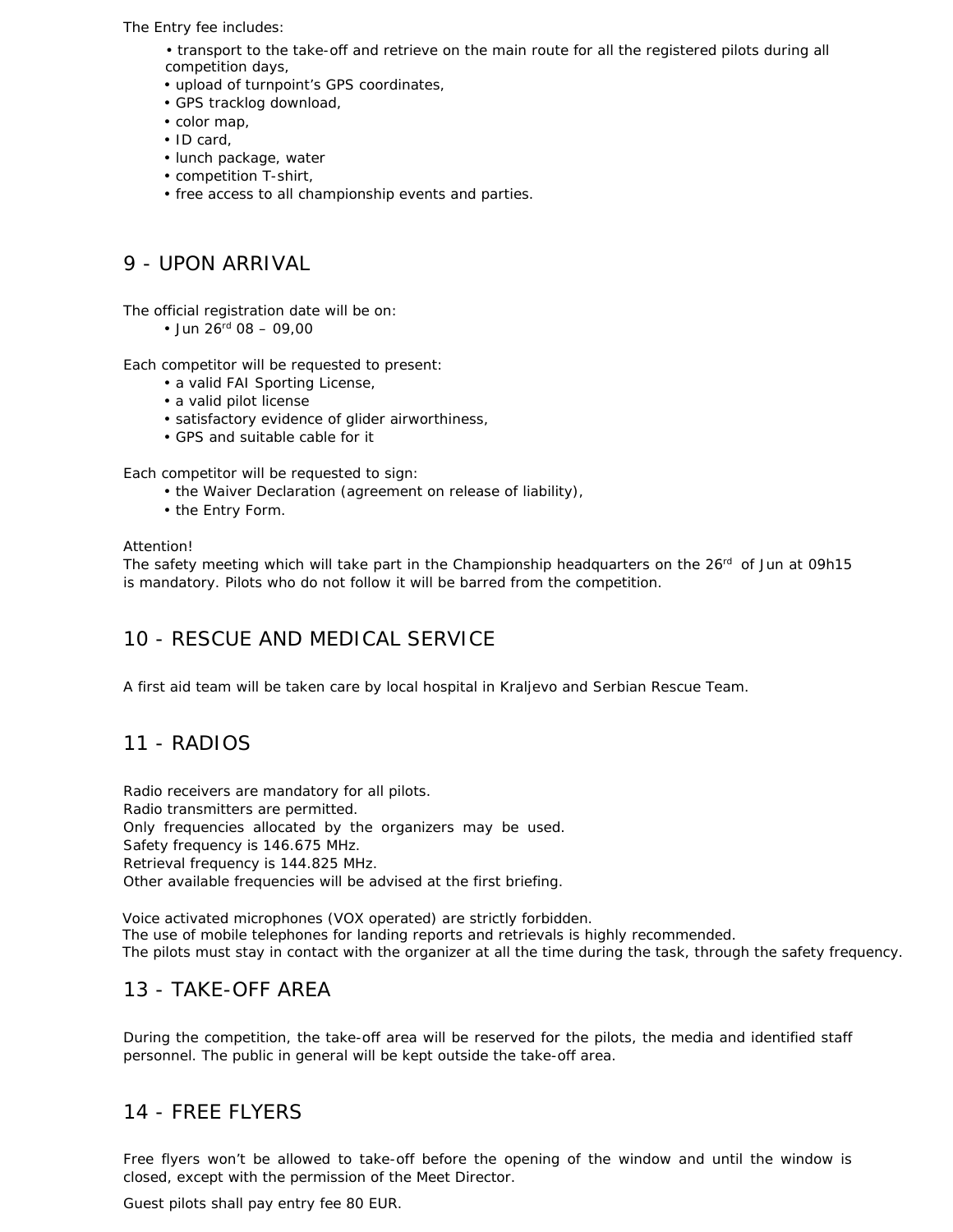The Entry fee includes:

- transport to the take-off and retrieve on the main route for all the registered pilots during all competition days,
- upload of turnpoint's GPS coordinates,
- GPS tracklog download,
- color map,
- ID card,
- lunch package, water
- competition T-shirt,
- free access to all championship events and parties.

## 9 - UPON ARRIVAL

The official registration date will be on:

- Jun 26rd 08 – 09,00

Each competitor will be requested to present:

- a valid FAI Sporting License,
- a valid pilot license
- satisfactory evidence of glider airworthiness,
- GPS and suitable cable for it

Each competitor will be requested to sign:

- the Waiver Declaration (agreement on release of liability),
- the Entry Form.

Attention!
The safety meeting which will take part in the Championship headquarters on the 26rd of Jun at 09h15 is mandatory. Pilots who do not follow it will be barred from the competition.

## 10 - RESCUE AND MEDICAL SERVICE

A first aid team will be taken care by local hospital in Kraljevo and Serbian Rescue Team.

## 11 - RADIOS

Radio receivers are mandatory for all pilots.
Radio transmitters are permitted.
Only frequencies allocated by the organizers may be used.
Safety frequency is 146.675 MHz.
Retrieval frequency is 144.825 MHz.
Other available frequencies will be advised at the first briefing.

Voice activated microphones (VOX operated) are strictly forbidden.
The use of mobile telephones for landing reports and retrievals is highly recommended.
The pilots must stay in contact with the organizer at all the time during the task, through the safety frequency.

## 13 - TAKE-OFF AREA

During the competition, the take-off area will be reserved for the pilots, the media and identified staff personnel. The public in general will be kept outside the take-off area.

## 14 - FREE FLYERS

Free flyers won't be allowed to take-off before the opening of the window and until the window is closed, except with the permission of the Meet Director.

Guest pilots shall pay entry fee 80 EUR.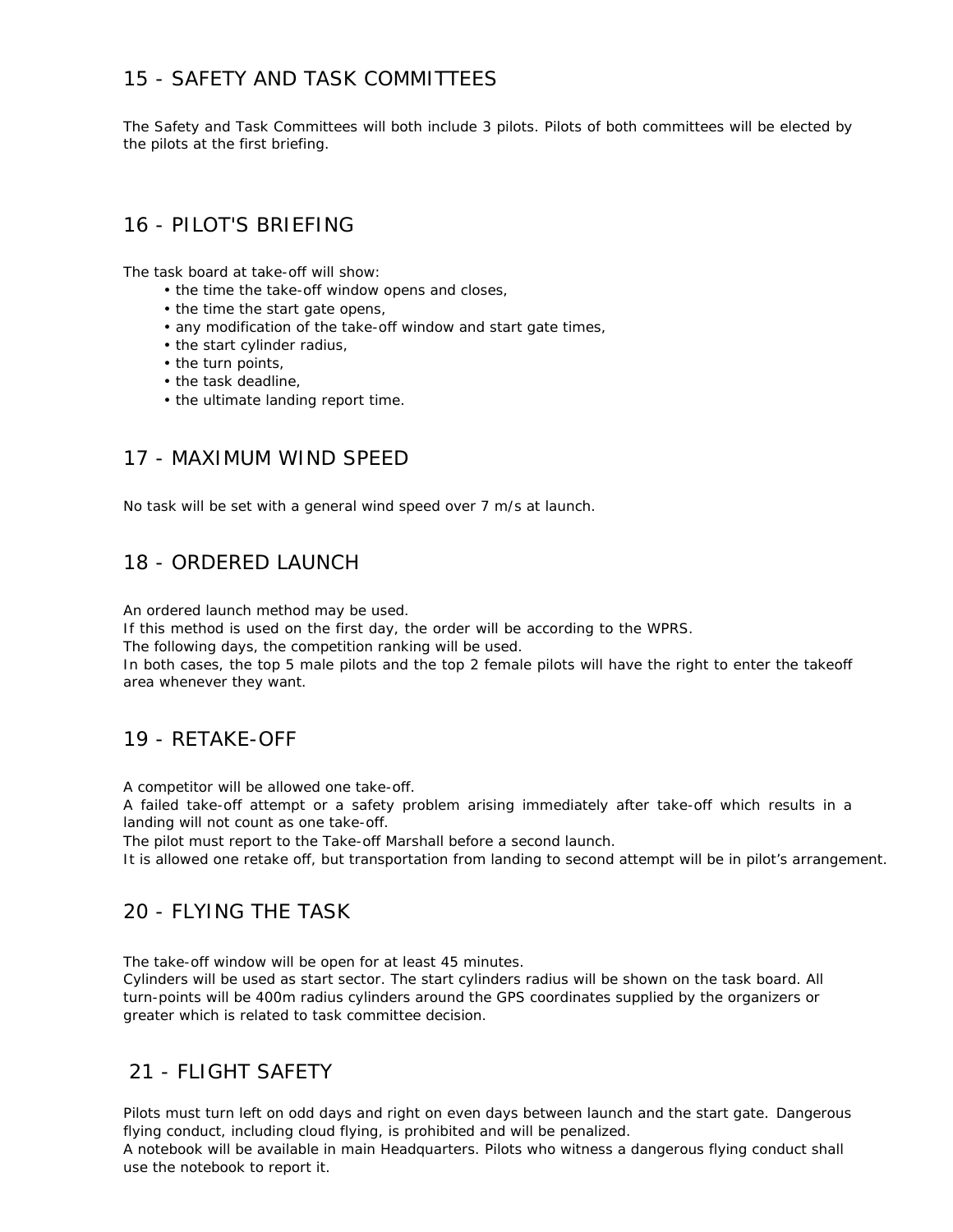## 15 - SAFETY AND TASK COMMITTEES

The Safety and Task Committees will both include 3 pilots. Pilots of both committees will be elected by the pilots at the first briefing.

## 16 - PILOT'S BRIEFING

The task board at take-off will show:

- the time the take-off window opens and closes,
- the time the start gate opens,
- any modification of the take-off window and start gate times,
- the start cylinder radius,
- the turn points,
- the task deadline,
- the ultimate landing report time.

## 17 - MAXIMUM WIND SPEED

No task will be set with a general wind speed over 7 m/s at launch.

## 18 - ORDERED LAUNCH

An ordered launch method may be used.
If this method is used on the first day, the order will be according to the WPRS.
The following days, the competition ranking will be used.
In both cases, the top 5 male pilots and the top 2 female pilots will have the right to enter the takeoff area whenever they want.

## 19 - RETAKE-OFF

A competitor will be allowed one take-off.
A failed take-off attempt or a safety problem arising immediately after take-off which results in a landing will not count as one take-off.
The pilot must report to the Take-off Marshall before a second launch.
It is allowed one retake off, but transportation from landing to second attempt will be in pilot's arrangement.

## 20 - FLYING THE TASK

The take-off window will be open for at least 45 minutes.
Cylinders will be used as start sector. The start cylinders radius will be shown on the task board. All turn-points will be 400m radius cylinders around the GPS coordinates supplied by the organizers or greater which is related to task committee decision.

## 21 - FLIGHT SAFETY

Pilots must turn left on odd days and right on even days between launch and the start gate. Dangerous flying conduct, including cloud flying, is prohibited and will be penalized.
A notebook will be available in main Headquarters. Pilots who witness a dangerous flying conduct shall use the notebook to report it.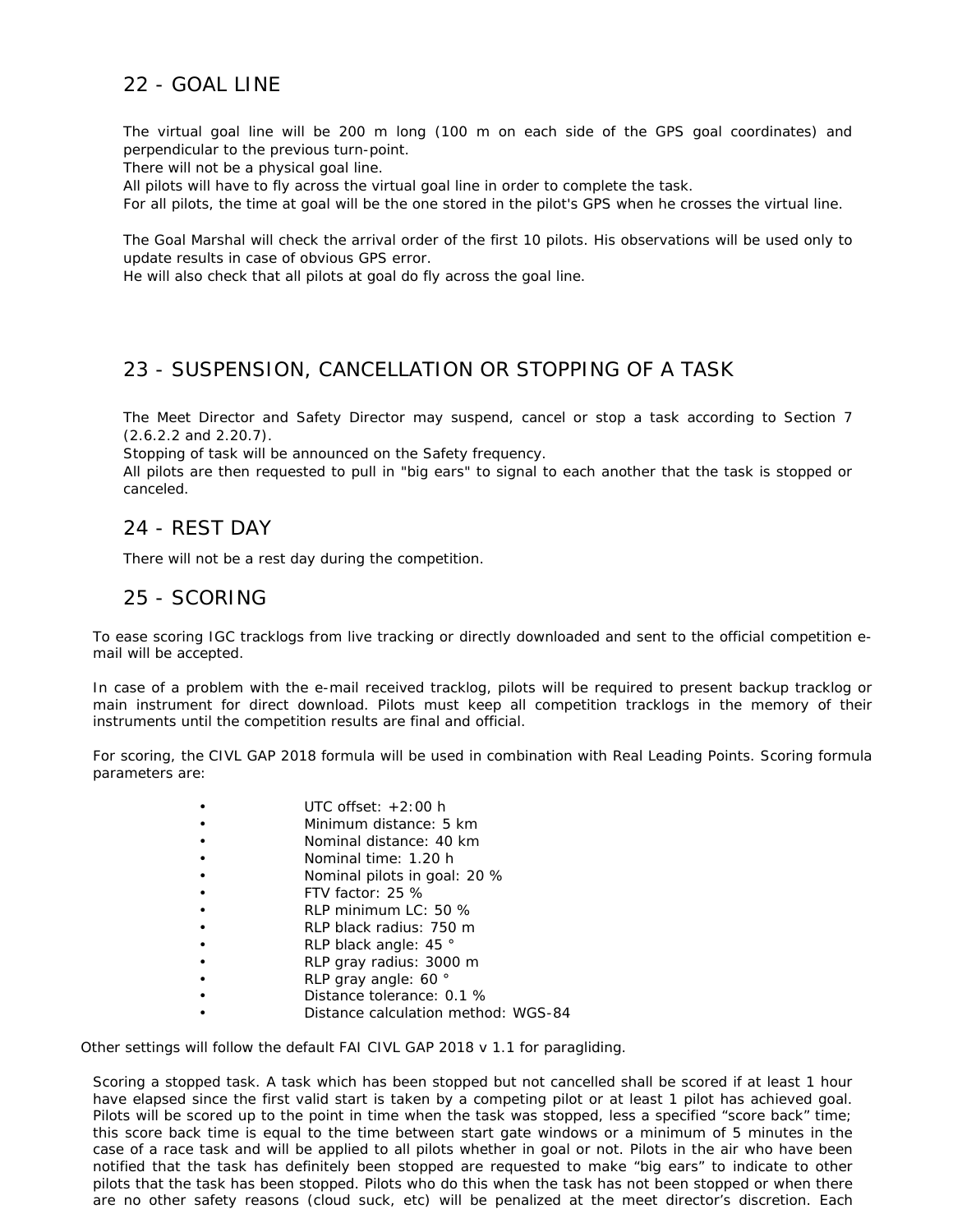## 22 - GOAL LINE

The virtual goal line will be 200 m long (100 m on each side of the GPS goal coordinates) and perpendicular to the previous turn-point.
There will not be a physical goal line.
All pilots will have to fly across the virtual goal line in order to complete the task.
For all pilots, the time at goal will be the one stored in the pilot's GPS when he crosses the virtual line.

The Goal Marshal will check the arrival order of the first 10 pilots. His observations will be used only to update results in case of obvious GPS error.
He will also check that all pilots at goal do fly across the goal line.

## 23 - SUSPENSION, CANCELLATION OR STOPPING OF A TASK

The Meet Director and Safety Director may suspend, cancel or stop a task according to Section 7 (2.6.2.2 and 2.20.7).
Stopping of task will be announced on the Safety frequency.
All pilots are then requested to pull in "big ears" to signal to each another that the task is stopped or canceled.

## 24 - REST DAY

There will not be a rest day during the competition.

## 25 - SCORING

To ease scoring IGC tracklogs from live tracking or directly downloaded and sent to the official competition e-mail will be accepted.

In case of a problem with the e-mail received tracklog, pilots will be required to present backup tracklog or main instrument for direct download. Pilots must keep all competition tracklogs in the memory of their instruments until the competition results are final and official.

For scoring, the CIVL GAP 2018 formula will be used in combination with Real Leading Points. Scoring formula parameters are:

- UTC offset: +2:00 h
- Minimum distance: 5 km
- Nominal distance: 40 km
- Nominal time: 1.20 h
- Nominal pilots in goal: 20 %
- FTV factor: 25 %
- RLP minimum LC: 50 %
- RLP black radius: 750 m
- RLP black angle: 45 °
- RLP gray radius: 3000 m
- RLP gray angle: 60 °
- Distance tolerance: 0.1 %
- Distance calculation method: WGS-84

Other settings will follow the default FAI CIVL GAP 2018 v 1.1 for paragliding.

Scoring a stopped task. A task which has been stopped but not cancelled shall be scored if at least 1 hour have elapsed since the first valid start is taken by a competing pilot or at least 1 pilot has achieved goal. Pilots will be scored up to the point in time when the task was stopped, less a specified "score back" time; this score back time is equal to the time between start gate windows or a minimum of 5 minutes in the case of a race task and will be applied to all pilots whether in goal or not. Pilots in the air who have been notified that the task has definitely been stopped are requested to make "big ears" to indicate to other pilots that the task has been stopped. Pilots who do this when the task has not been stopped or when there are no other safety reasons (cloud suck, etc) will be penalized at the meet director's discretion. Each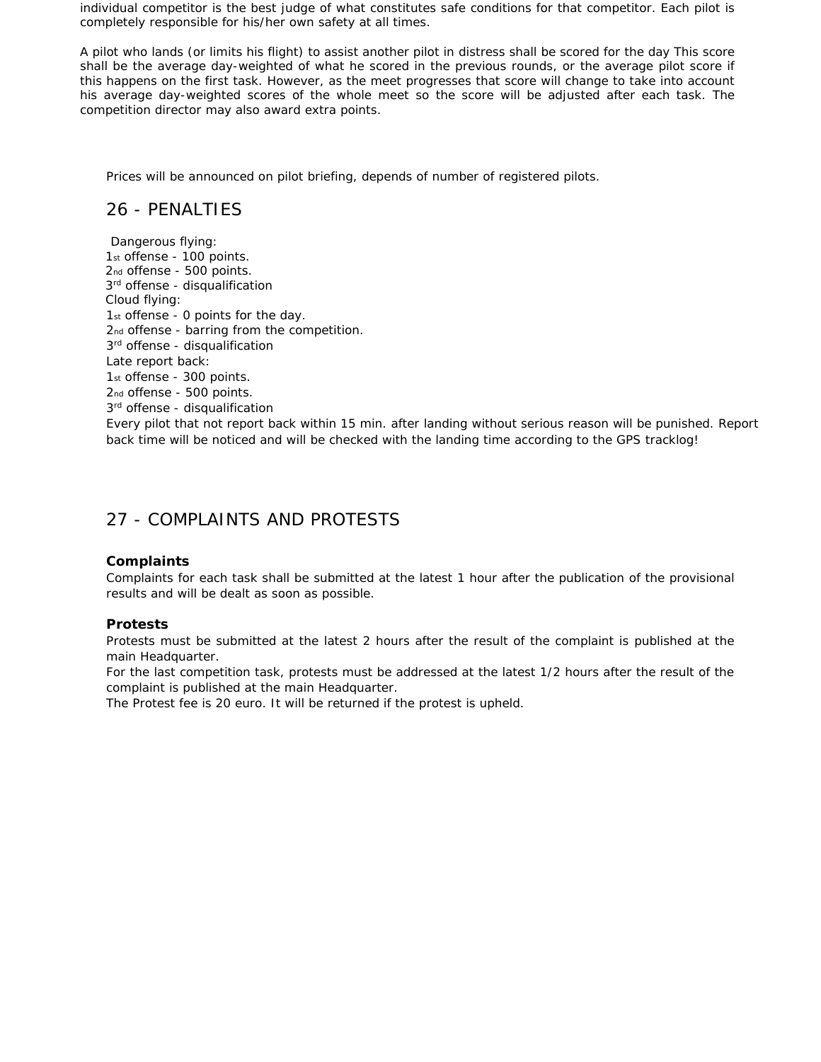individual competitor is the best judge of what constitutes safe conditions for that competitor. Each pilot is completely responsible for his/her own safety at all times.

A pilot who lands (or limits his flight) to assist another pilot in distress shall be scored for the day This score shall be the average day-weighted of what he scored in the previous rounds, or the average pilot score if this happens on the first task. However, as the meet progresses that score will change to take into account his average day-weighted scores of the whole meet so the score will be adjusted after each task. The competition director may also award extra points.

Prices will be announced on pilot briefing, depends of number of registered pilots.

## 26 - PENALTIES

Dangerous flying:
1st offense - 100 points.
2nd offense - 500 points.
3rd offense - disqualification
Cloud flying:
1st offense - 0 points for the day.
2nd offense - barring from the competition.
3rd offense - disqualification
Late report back:
1st offense - 300 points.
2nd offense - 500 points.
3rd offense - disqualification
Every pilot that not report back within 15 min. after landing without serious reason will be punished. Report back time will be noticed and will be checked with the landing time according to the GPS tracklog!

## 27 - COMPLAINTS AND PROTESTS

**Complaints**
Complaints for each task shall be submitted at the latest 1 hour after the publication of the provisional results and will be dealt as soon as possible.

**Protests**
Protests must be submitted at the latest 2 hours after the result of the complaint is published at the main Headquarter.
For the last competition task, protests must be addressed at the latest 1/2 hours after the result of the complaint is published at the main Headquarter.
The Protest fee is 20 euro. It will be returned if the protest is upheld.